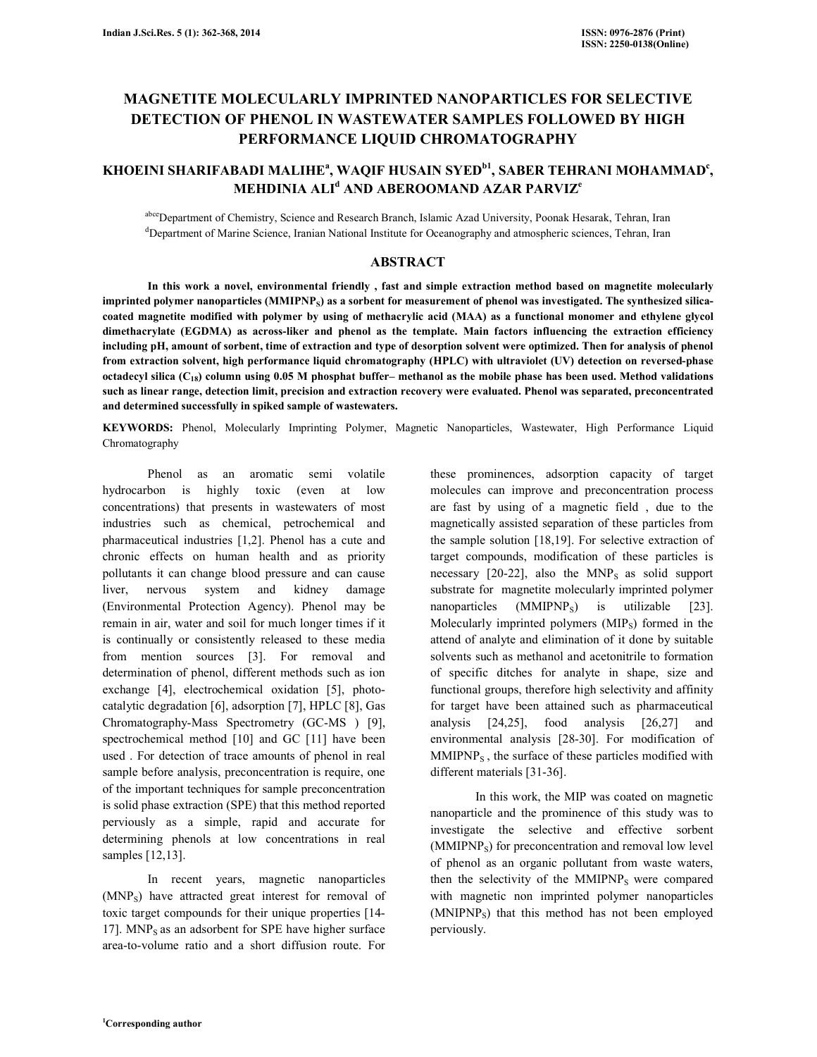# MAGNETITE MOLECULARLY IMPRINTED NANOPARTICLES FOR SELECTIVE DETECTION OF PHENOL IN WASTEWATER SAMPLES FOLLOWED BY HIGH PERFORMANCE LIQUID CHROMATOGRAPHY

**KHOEINI SHARIFABADI MALIHE[a], WAQIF HUSAIN SYED[b1], SABER TEHRANI MOHAMMAD[c], MEHDINIA ALI[d] AND ABEROOMAND AZAR PARVIZ[e]**

[abce]Department of Chemistry, Science and Research Branch, Islamic Azad University, Poonak Hesarak, Tehran, Iran
[d]Department of Marine Science, Iranian National Institute for Oceanography and atmospheric sciences, Tehran, Iran

## ABSTRACT

**In this work a novel, environmental friendly , fast and simple extraction method based on magnetite molecularly imprinted polymer nanoparticles (MMIPNP$_S$) as a sorbent for measurement of phenol was investigated. The synthesized silica-coated magnetite modified with polymer by using of methacrylic acid (MAA) as a functional monomer and ethylene glycol dimethacrylate (EGDMA) as across-liker and phenol as the template. Main factors influencing the extraction efficiency including pH, amount of sorbent, time of extraction and type of desorption solvent were optimized. Then for analysis of phenol from extraction solvent, high performance liquid chromatography (HPLC) with ultraviolet (UV) detection on reversed-phase octadecyl silica (C$_{18}$) column using 0.05 M phosphat buffer– methanol as the mobile phase has been used. Method validations such as linear range, detection limit, precision and extraction recovery were evaluated. Phenol was separated, preconcentrated and determined successfully in spiked sample of wastewaters.**

**KEYWORDS:** Phenol, Molecularly Imprinting Polymer, Magnetic Nanoparticles, Wastewater, High Performance Liquid Chromatography

Phenol as an aromatic semi volatile hydrocarbon is highly toxic (even at low concentrations) that presents in wastewaters of most industries such as chemical, petrochemical and pharmaceutical industries [1,2]. Phenol has a cute and chronic effects on human health and as priority pollutants it can change blood pressure and can cause liver, nervous system and kidney damage (Environmental Protection Agency). Phenol may be remain in air, water and soil for much longer times if it is continually or consistently released to these media from mention sources [3]. For removal and determination of phenol, different methods such as ion exchange [4], electrochemical oxidation [5], photo-catalytic degradation [6], adsorption [7], HPLC [8], Gas Chromatography-Mass Spectrometry (GC-MS ) [9], spectrochemical method [10] and GC [11] have been used . For detection of trace amounts of phenol in real sample before analysis, preconcentration is require, one of the important techniques for sample preconcentration is solid phase extraction (SPE) that this method reported perviously as a simple, rapid and accurate for determining phenols at low concentrations in real samples [12,13].

In recent years, magnetic nanoparticles (MNP$_S$) have attracted great interest for removal of toxic target compounds for their unique properties [14-17]. MNP$_S$ as an adsorbent for SPE have higher surface area-to-volume ratio and a short diffusion route. For these prominences, adsorption capacity of target molecules can improve and preconcentration process are fast by using of a magnetic field , due to the magnetically assisted separation of these particles from the sample solution [18,19]. For selective extraction of target compounds, modification of these particles is necessary [20-22], also the MNP$_S$ as solid support substrate for magnetite molecularly imprinted polymer nanoparticles (MMIPNP$_S$) is utilizable [23]. Molecularly imprinted polymers (MIP$_S$) formed in the attend of analyte and elimination of it done by suitable solvents such as methanol and acetonitrile to formation of specific ditches for analyte in shape, size and functional groups, therefore high selectivity and affinity for target have been attained such as pharmaceutical analysis [24,25], food analysis [26,27] and environmental analysis [28-30]. For modification of MMIPNP$_S$ , the surface of these particles modified with different materials [31-36].

In this work, the MIP was coated on magnetic nanoparticle and the prominence of this study was to investigate the selective and effective sorbent (MMIPNP$_S$) for preconcentration and removal low level of phenol as an organic pollutant from waste waters, then the selectivity of the MMIPNP$_S$ were compared with magnetic non imprinted polymer nanoparticles (MNIPNP$_S$) that this method has not been employed perviously.

[1]Corresponding author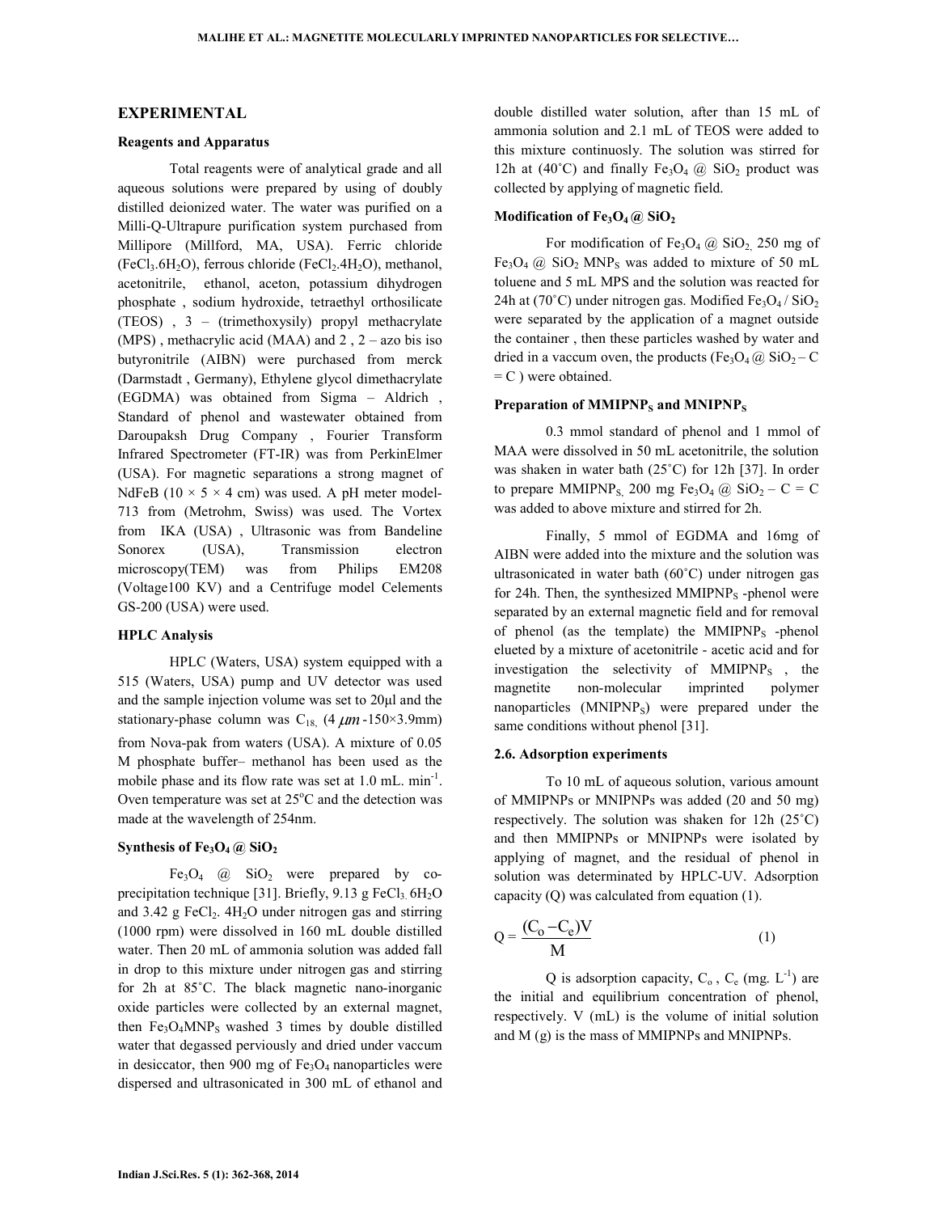## EXPERIMENTAL

### Reagents and Apparatus

Total reagents were of analytical grade and all aqueous solutions were prepared by using of doubly distilled deionized water. The water was purified on a Milli-Q-Ultrapure purification system purchased from Millipore (Millford, MA, USA). Ferric chloride ($FeCl_3.6H_2O$), ferrous chloride ($FeCl_2.4H_2O$), methanol, acetonitrile, ethanol, aceton, potassium dihydrogen phosphate , sodium hydroxide, tetraethyl orthosilicate (TEOS) , 3 – (trimethoxysily) propyl methacrylate (MPS) , methacrylic acid (MAA) and 2 , 2 – azo bis iso butyronitrile (AIBN) were purchased from merck (Darmstadt , Germany), Ethylene glycol dimethacrylate (EGDMA) was obtained from Sigma – Aldrich , Standard of phenol and wastewater obtained from Daroupaksh Drug Company , Fourier Transform Infrared Spectrometer (FT-IR) was from PerkinElmer (USA). For magnetic separations a strong magnet of NdFeB (10 × 5 × 4 cm) was used. A pH meter model-713 from (Metrohm, Swiss) was used. The Vortex from IKA (USA) , Ultrasonic was from Bandeline Sonorex (USA), Transmission electron microscopy(TEM) was from Philips EM208 (Voltage100 KV) and a Centrifuge model Celements GS-200 (USA) were used.

### HPLC Analysis

HPLC (Waters, USA) system equipped with a 515 (Waters, USA) pump and UV detector was used and the sample injection volume was set to 20µl and the stationary-phase column was $C_{18,}$ (4 $\mu m$ -150×3.9mm) from Nova-pak from waters (USA). A mixture of 0.05 M phosphate buffer– methanol has been used as the mobile phase and its flow rate was set at 1.0 mL. $min^{-1}$. Oven temperature was set at 25°C and the detection was made at the wavelength of 254nm.

### Synthesis of $Fe_3O_4$ @ $SiO_2$

$Fe_3O_4$ @ $SiO_2$ were prepared by co-precipitation technique [31]. Briefly, 9.13 g $FeCl_3.6H_2O$ and 3.42 g $FeCl_2$. $4H_2O$ under nitrogen gas and stirring (1000 rpm) were dissolved in 160 mL double distilled water. Then 20 mL of ammonia solution was added fall in drop to this mixture under nitrogen gas and stirring for 2h at 85˚C. The black magnetic nano-inorganic oxide particles were collected by an external magnet, then $Fe_3O_4MNP_S$ washed 3 times by double distilled water that degassed perviously and dried under vaccum in desiccator, then 900 mg of $Fe_3O_4$ nanoparticles were dispersed and ultrasonicated in 300 mL of ethanol and double distilled water solution, after than 15 mL of ammonia solution and 2.1 mL of TEOS were added to this mixture continuosly. The solution was stirred for 12h at (40˚C) and finally $Fe_3O_4$ @ $SiO_2$ product was collected by applying of magnetic field.

### Modification of $Fe_3O_4$ @ $SiO_2$

For modification of $Fe_3O_4$ @ $SiO_{2,}$ 250 mg of $Fe_3O_4$ @ $SiO_2$ $MNP_S$ was added to mixture of 50 mL toluene and 5 mL MPS and the solution was reacted for 24h at (70˚C) under nitrogen gas. Modified $Fe_3O_4$ / $SiO_2$ were separated by the application of a magnet outside the container , then these particles washed by water and dried in a vaccum oven, the products ($Fe_3O_4$ @ $SiO_2$ – C = C ) were obtained.

### Preparation of $MMIPNP_S$ and $MNIPNP_S$

0.3 mmol standard of phenol and 1 mmol of MAA were dissolved in 50 mL acetonitrile, the solution was shaken in water bath (25˚C) for 12h [37]. In order to prepare $MMIPNP_{S,}$ 200 mg $Fe_3O_4$ @ $SiO_2$ – C = C was added to above mixture and stirred for 2h.

Finally, 5 mmol of EGDMA and 16mg of AIBN were added into the mixture and the solution was ultrasonicated in water bath (60˚C) under nitrogen gas for 24h. Then, the synthesized $MMIPNP_S$ -phenol were separated by an external magnetic field and for removal of phenol (as the template) the $MMIPNP_S$ -phenol eluted by a mixture of acetonitrile - acetic acid and for investigation the selectivity of $MMIPNP_S$ , the magnetite non-molecular imprinted polymer nanoparticles ($MNIPNP_S$) were prepared under the same conditions without phenol [31].

### 2.6. Adsorption experiments

To 10 mL of aqueous solution, various amount of MMIPNPs or MNIPNPs was added (20 and 50 mg) respectively. The solution was shaken for 12h (25˚C) and then MMIPNPs or MNIPNPs were isolated by applying of magnet, and the residual of phenol in solution was determined by HPLC-UV. Adsorption capacity (Q) was calculated from equation (1).

$$Q = \frac{(C_o - C_e)V}{M} \qquad (1)$$

Q is adsorption capacity, $C_o$ , $C_e$ (mg. $L^{-1}$) are the initial and equilibrium concentration of phenol, respectively. V (mL) is the volume of initial solution and M (g) is the mass of MMIPNPs and MNIPNPs.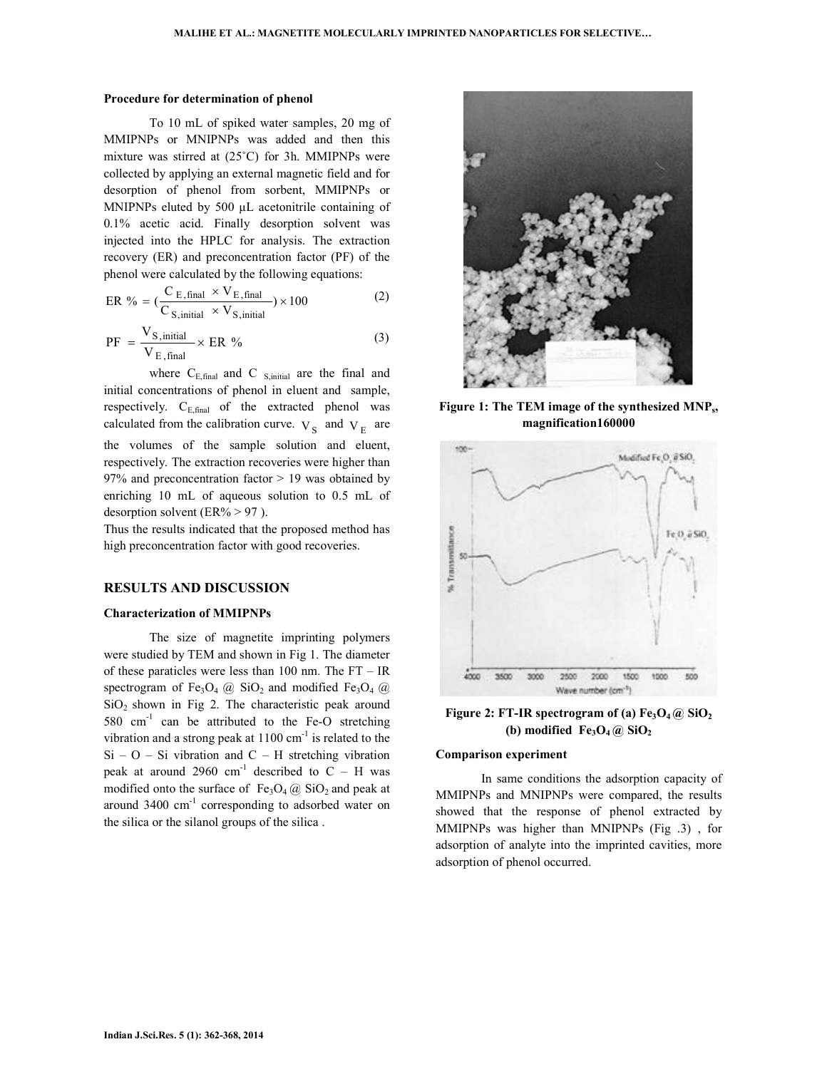### Procedure for determination of phenol

To 10 mL of spiked water samples, 20 mg of MMIPNPs or MNIPNPs was added and then this mixture was stirred at (25˚C) for 3h. MMIPNPs were collected by applying an external magnetic field and for desorption of phenol from sorbent, MMIPNPs or MNIPNPs eluted by 500 µL acetonitrile containing of 0.1% acetic acid. Finally desorption solvent was injected into the HPLC for analysis. The extraction recovery (ER) and preconcentration factor (PF) of the phenol were calculated by the following equations:

$$ER\ \% = \left(\frac{C_{E,final} \times V_{E,final}}{C_{S,initial} \times V_{S,initial}}\right) \times 100 \quad (2)$$

$$PF = \frac{V_{S,initial}}{V_{E,final}} \times ER\ \% \quad (3)$$

where $C_{E,final}$ and $C_{S,initial}$ are the final and initial concentrations of phenol in eluent and sample, respectively. $C_{E,final}$ of the extracted phenol was calculated from the calibration curve. $V_S$ and $V_E$ are the volumes of the sample solution and eluent, respectively. The extraction recoveries were higher than 97% and preconcentration factor > 19 was obtained by enriching 10 mL of aqueous solution to 0.5 mL of desorption solvent (ER% > 97 ).

Thus the results indicated that the proposed method has high preconcentration factor with good recoveries.

## RESULTS AND DISCUSSION

### Characterization of MMIPNPs

The size of magnetite imprinting polymers were studied by TEM and shown in Fig 1. The diameter of these paraticles were less than 100 nm. The FT – IR spectrogram of $Fe_3O_4$ @ $SiO_2$ and modified $Fe_3O_4$ @ $SiO_2$ shown in Fig 2. The characteristic peak around 580 $cm^{-1}$ can be attributed to the Fe-O stretching vibration and a strong peak at 1100 $cm^{-1}$ is related to the Si – O – Si vibration and C – H stretching vibration peak at around 2960 $cm^{-1}$ described to C – H was modified onto the surface of $Fe_3O_4$ @ $SiO_2$ and peak at around 3400 $cm^{-1}$ corresponding to adsorbed water on the silica or the silanol groups of the silica .

**Figure 1: The TEM image of the synthesized MNPs, magnification160000**

**Figure 2: FT-IR spectrogram of (a) $Fe_3O_4$ @ $SiO_2$ (b) modified $Fe_3O_4$ @ $SiO_2$**

### Comparison experiment

In same conditions the adsorption capacity of MMIPNPs and MNIPNPs were compared, the results showed that the response of phenol extracted by MMIPNPs was higher than MNIPNPs (Fig .3) , for adsorption of analyte into the imprinted cavities, more adsorption of phenol occurred.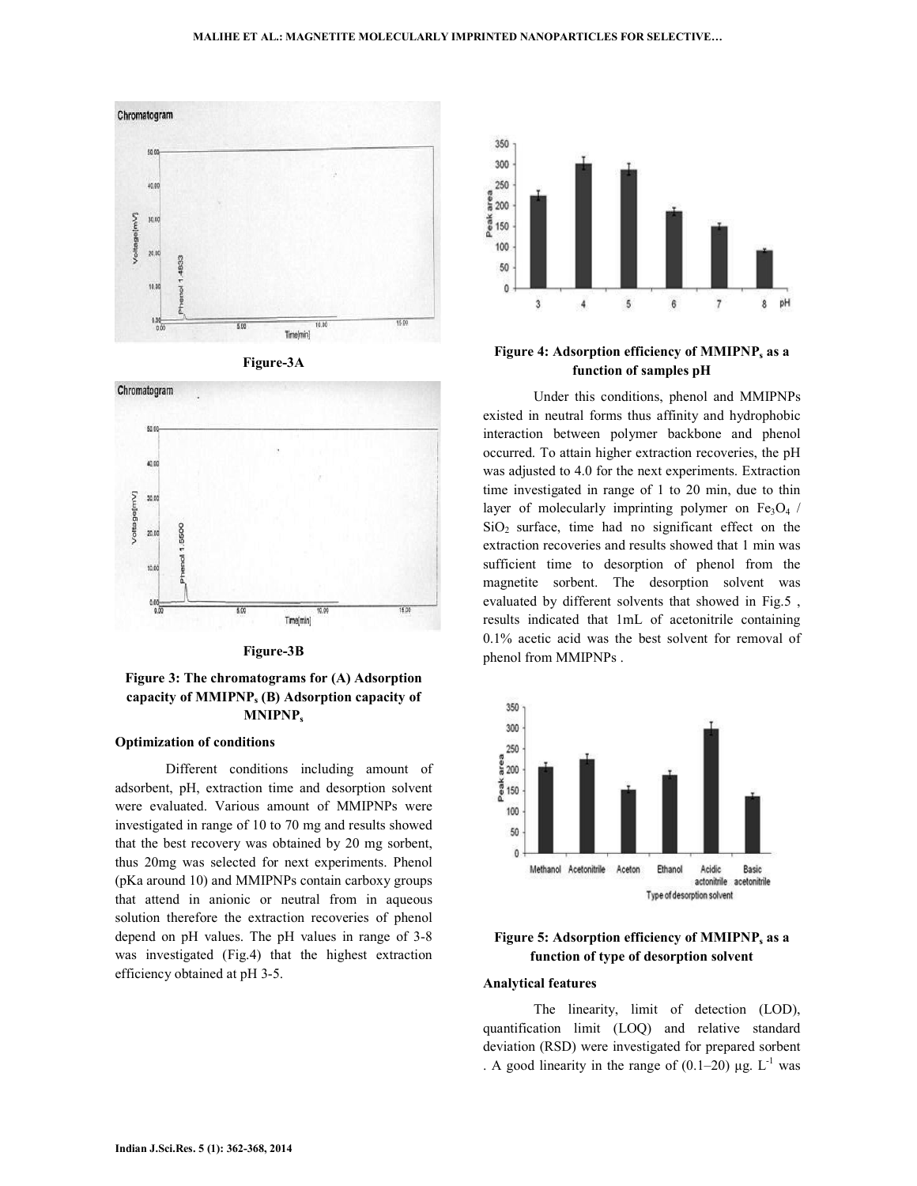Figure-3A

Figure-3B

**Figure 3: The chromatograms for (A) Adsorption capacity of $MMIPNP_s$ (B) Adsorption capacity of $MNIPNP_s$**

### Optimization of conditions

Different conditions including amount of adsorbent, pH, extraction time and desorption solvent were evaluated. Various amount of MMIPNPs were investigated in range of 10 to 70 mg and results showed that the best recovery was obtained by 20 mg sorbent, thus 20mg was selected for next experiments. Phenol (pKa around 10) and MMIPNPs contain carboxy groups that attend in anionic or neutral from in aqueous solution therefore the extraction recoveries of phenol depend on pH values. The pH values in range of 3-8 was investigated (Fig.4) that the highest extraction efficiency obtained at pH 3-5.

**Figure 4: Adsorption efficiency of $MMIPNP_s$ as a function of samples pH**

Under this conditions, phenol and MMIPNPs existed in neutral forms thus affinity and hydrophobic interaction between polymer backbone and phenol occurred. To attain higher extraction recoveries, the pH was adjusted to 4.0 for the next experiments. Extraction time investigated in range of 1 to 20 min, due to thin layer of molecularly imprinting polymer on $Fe_3O_4$ / $SiO_2$ surface, time had no significant effect on the extraction recoveries and results showed that 1 min was sufficient time to desorption of phenol from the magnetite sorbent. The desorption solvent was evaluated by different solvents that showed in Fig.5 , results indicated that 1mL of acetonitrile containing 0.1% acetic acid was the best solvent for removal of phenol from MMIPNPs .

**Figure 5: Adsorption efficiency of $MMIPNP_s$ as a function of type of desorption solvent**

### Analytical features

The linearity, limit of detection (LOD), quantification limit (LOQ) and relative standard deviation (RSD) were investigated for prepared sorbent . A good linearity in the range of (0.1–20) µg. $L^{-1}$ was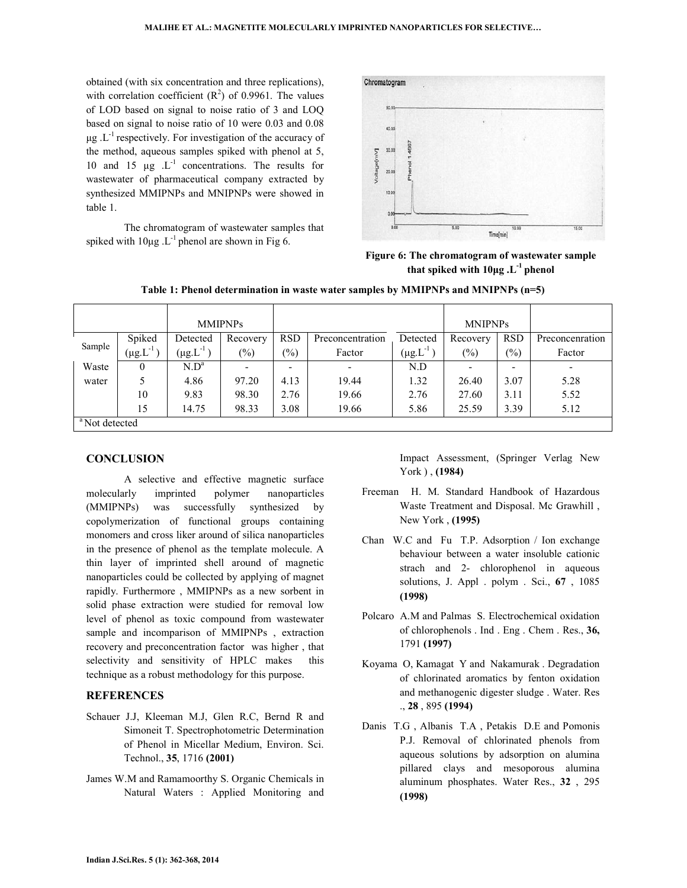obtained (with six concentration and three replications), with correlation coefficient ($R^2$) of 0.9961. The values of LOD based on signal to noise ratio of 3 and LOQ based on signal to noise ratio of 10 were 0.03 and 0.08 $\mu g.L^{-1}$ respectively. For investigation of the accuracy of the method, aqueous samples spiked with phenol at 5, 10 and 15 $\mu g.L^{-1}$ concentrations. The results for wastewater of pharmaceutical company extracted by synthesized MMIPNPs and MNIPNPs were showed in table 1.

The chromatogram of wastewater samples that spiked with 10$\mu g.L^{-1}$ phenol are shown in Fig 6.

**Figure 6: The chromatogram of wastewater sample that spiked with 10$\mu g.L^{-1}$ phenol**

**Table 1: Phenol determination in waste water samples by MMIPNPs and MNIPNPs (n=5)**

| Sample | Spiked ($\mu g.L^{-1}$) | MMIPNPs Detected ($\mu g.L^{-1}$) | Recovery (%) | RSD (%) | Preconcentration Factor | MNIPNPs Detected ($\mu g.L^{-1}$) | Recovery (%) | RSD (%) | Preconcenration Factor |
|---|---|---|---|---|---|---|---|---|---|
| Waste water | 0 | N.D[a] | - | - | - | N.D | - | - | - |
| | 5 | 4.86 | 97.20 | 4.13 | 19.44 | 1.32 | 26.40 | 3.07 | 5.28 |
| | 10 | 9.83 | 98.30 | 2.76 | 19.66 | 2.76 | 27.60 | 3.11 | 5.52 |
| | 15 | 14.75 | 98.33 | 3.08 | 19.66 | 5.86 | 25.59 | 3.39 | 5.12 |

[a] Not detected

## CONCLUSION

A selective and effective magnetic surface molecularly imprinted polymer nanoparticles (MMIPNPs) was successfully synthesized by copolymerization of functional groups containing monomers and cross liker around of silica nanoparticles in the presence of phenol as the template molecule. A thin layer of imprinted shell around of magnetic nanoparticles could be collected by applying of magnet rapidly. Furthermore , MMIPNPs as a new sorbent in solid phase extraction were studied for removal low level of phenol as toxic compound from wastewater sample and incomparison of MMIPNPs , extraction recovery and preconcentration factor was higher , that selectivity and sensitivity of HPLC makes this technique as a robust methodology for this purpose.

## REFERENCES

Schauer J.J, Kleeman M.J, Glen R.C, Bernd R and Simoneit T. Spectrophotometric Determination of Phenol in Micellar Medium, Environ. Sci. Technol., **35**, 1716 **(2001)**

James W.M and Ramamoorthy S. Organic Chemicals in Natural Waters : Applied Monitoring and Impact Assessment, (Springer Verlag New York ) , **(1984)**

Freeman H. M. Standard Handbook of Hazardous Waste Treatment and Disposal. Mc Grawhill , New York , **(1995)**

Chan W.C and Fu T.P. Adsorption / Ion exchange behaviour between a water insoluble cationic strach and 2- chlorophenol in aqueous solutions, J. Appl . polym . Sci., **67** , 1085 **(1998)**

Polcaro A.M and Palmas S. Electrochemical oxidation of chlorophenols . Ind . Eng . Chem . Res., **36,** 1791 **(1997)**

Koyama O, Kamagat Y and Nakamurak . Degradation of chlorinated aromatics by fenton oxidation and methanogenic digester sludge . Water. Res ., **28** , 895 **(1994)**

Danis T.G , Albanis T.A , Petakis D.E and Pomonis P.J. Removal of chlorinated phenols from aqueous solutions by adsorption on alumina pillared clays and mesoporous alumina aluminum phosphates. Water Res., **32** , 295 **(1998)**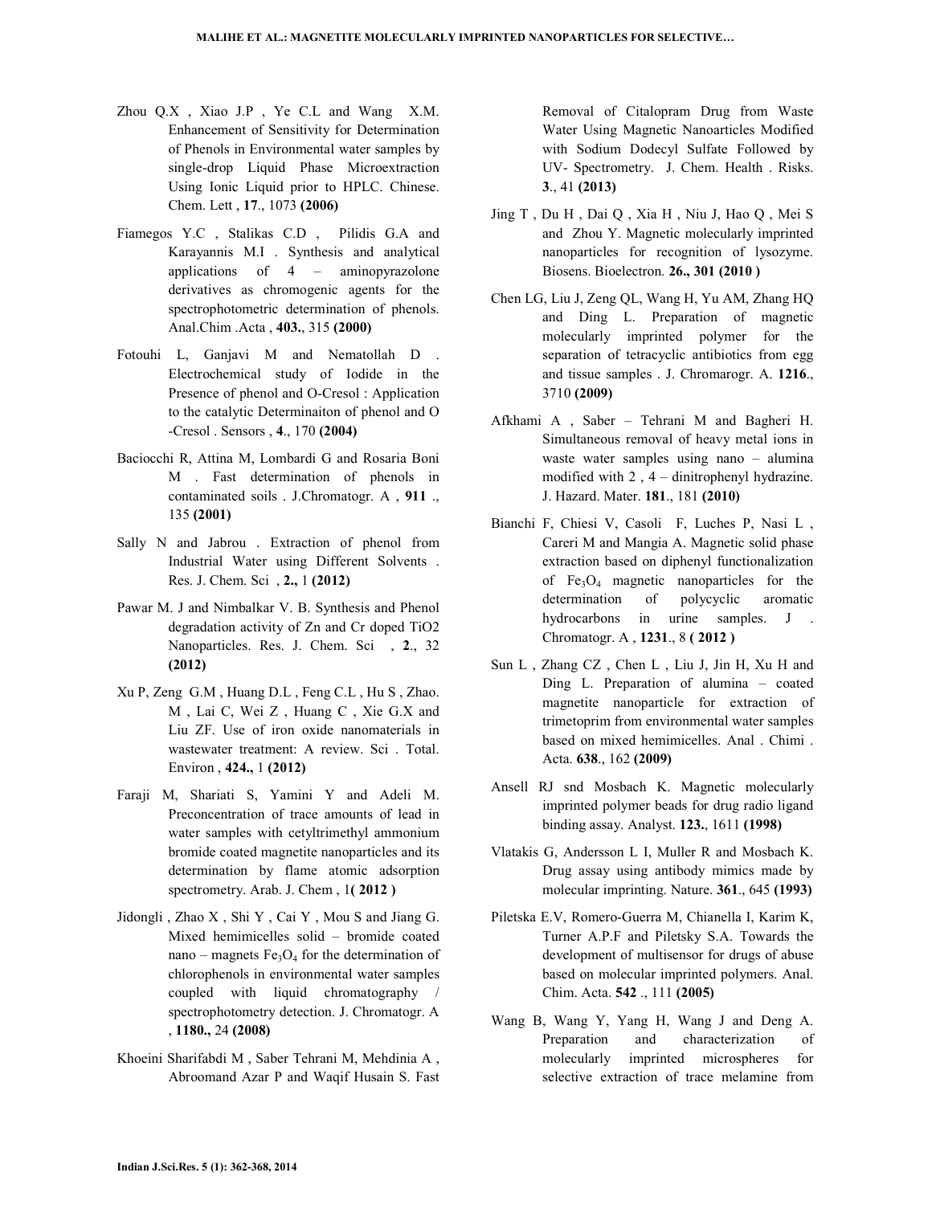Zhou Q.X , Xiao J.P , Ye C.L and Wang X.M. Enhancement of Sensitivity for Determination of Phenols in Environmental water samples by single-drop Liquid Phase Microextraction Using Ionic Liquid prior to HPLC. Chinese. Chem. Lett , **17**., 1073 **(2006)**

Fiamegos Y.C , Stalikas C.D , Pilidis G.A and Karayannis M.I . Synthesis and analytical applications of 4 – aminopyrazolone derivatives as chromogenic agents for the spectrophotometric determination of phenols. Anal.Chim .Acta , **403.**, 315 **(2000)**

Fotouhi L, Ganjavi M and Nematollah D . Electrochemical study of Iodide in the Presence of phenol and O-Cresol : Application to the catalytic Determinaiton of phenol and O -Cresol . Sensors , **4**., 170 **(2004)**

Baciocchi R, Attina M, Lombardi G and Rosaria Boni M . Fast determination of phenols in contaminated soils . J.Chromatogr. A , **911** ., 135 **(2001)**

Sally N and Jabrou . Extraction of phenol from Industrial Water using Different Solvents . Res. J. Chem. Sci , **2.,** 1 **(2012)**

Pawar M. J and Nimbalkar V. B. Synthesis and Phenol degradation activity of Zn and Cr doped TiO2 Nanoparticles. Res. J. Chem. Sci , **2**., 32 **(2012)**

Xu P, Zeng G.M , Huang D.L , Feng C.L , Hu S , Zhao. M , Lai C, Wei Z , Huang C , Xie G.X and Liu ZF. Use of iron oxide nanomaterials in wastewater treatment: A review. Sci . Total. Environ , **424.,** 1 **(2012)**

Faraji M, Shariati S, Yamini Y and Adeli M. Preconcentration of trace amounts of lead in water samples with cetyltrimethyl ammonium bromide coated magnetite nanoparticles and its determination by flame atomic adsorption spectrometry. Arab. J. Chem , 1**( 2012 )**

Jidongli , Zhao X , Shi Y , Cai Y , Mou S and Jiang G. Mixed hemimicelles solid – bromide coated nano – magnets $Fe_3O_4$ for the determination of chlorophenols in environmental water samples coupled with liquid chromatography / spectrophotometry detection. J. Chromatogr. A , **1180.,** 24 **(2008)**

Khoeini Sharifabdi M , Saber Tehrani M, Mehdinia A , Abroomand Azar P and Waqif Husain S. Fast Removal of Citalopram Drug from Waste Water Using Magnetic Nanoarticles Modified with Sodium Dodecyl Sulfate Followed by UV- Spectrometry. J. Chem. Health . Risks. **3**., 41 **(2013)**

Jing T , Du H , Dai Q , Xia H , Niu J, Hao Q , Mei S and Zhou Y. Magnetic molecularly imprinted nanoparticles for recognition of lysozyme. Biosens. Bioelectron. **26., 301 (2010 )**

Chen LG, Liu J, Zeng QL, Wang H, Yu AM, Zhang HQ and Ding L. Preparation of magnetic molecularly imprinted polymer for the separation of tetracyclic antibiotics from egg and tissue samples . J. Chromarogr. A. **1216**., 3710 **(2009)**

Afkhami A , Saber – Tehrani M and Bagheri H. Simultaneous removal of heavy metal ions in waste water samples using nano – alumina modified with 2 , 4 – dinitrophenyl hydrazine. J. Hazard. Mater. **181**., 181 **(2010)**

Bianchi F, Chiesi V, Casoli F, Luches P, Nasi L , Careri M and Mangia A. Magnetic solid phase extraction based on diphenyl functionalization of $Fe_3O_4$ magnetic nanoparticles for the determination of polycyclic aromatic hydrocarbons in urine samples. J . Chromatogr. A , **1231**., 8 **( 2012 )**

Sun L , Zhang CZ , Chen L , Liu J, Jin H, Xu H and Ding L. Preparation of alumina – coated magnetite nanoparticle for extraction of trimetoprim from environmental water samples based on mixed hemimicelles. Anal . Chimi . Acta. **638**., 162 **(2009)**

Ansell RJ snd Mosbach K. Magnetic molecularly imprinted polymer beads for drug radio ligand binding assay. Analyst. **123.**, 1611 **(1998)**

Vlatakis G, Andersson L I, Muller R and Mosbach K. Drug assay using antibody mimics made by molecular imprinting. Nature. **361**., 645 **(1993)**

Piletska E.V, Romero-Guerra M, Chianella I, Karim K, Turner A.P.F and Piletsky S.A. Towards the development of multisensor for drugs of abuse based on molecular imprinted polymers. Anal. Chim. Acta. **542** ., 111 **(2005)**

Wang B, Wang Y, Yang H, Wang J and Deng A. Preparation and characterization of molecularly imprinted microspheres for selective extraction of trace melamine from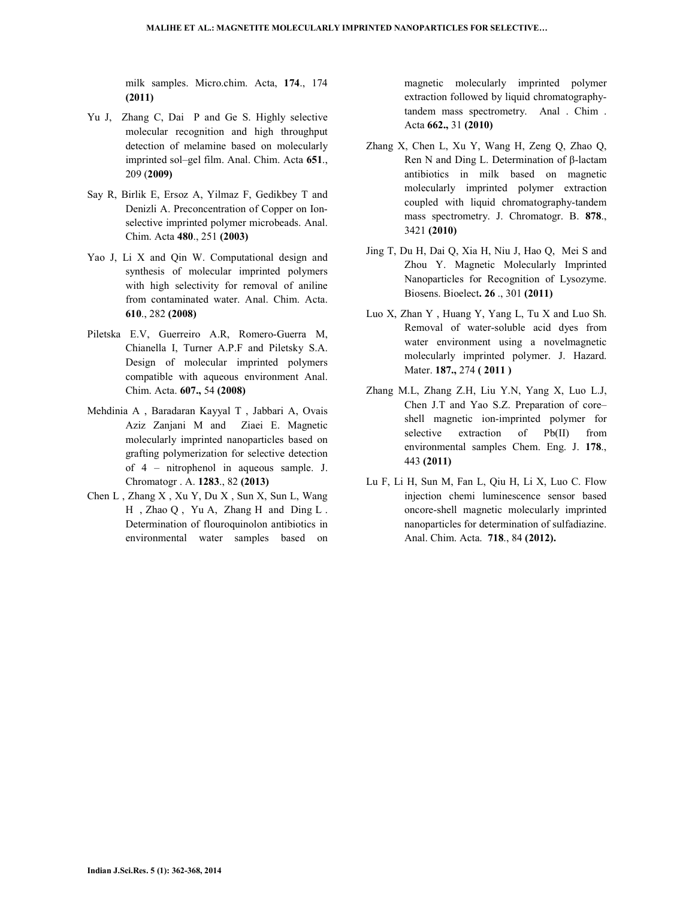milk samples. Micro.chim. Acta, **174**., 174 **(2011)**

Yu J, Zhang C, Dai P and Ge S. Highly selective molecular recognition and high throughput detection of melamine based on molecularly imprinted sol–gel film. Anal. Chim. Acta **651**., 209 **(2009)**

Say R, Birlik E, Ersoz A, Yilmaz F, Gedikbey T and Denizli A. Preconcentration of Copper on Ion-selective imprinted polymer microbeads. Anal. Chim. Acta **480**., 251 **(2003)**

Yao J, Li X and Qin W. Computational design and synthesis of molecular imprinted polymers with high selectivity for removal of aniline from contaminated water. Anal. Chim. Acta. **610**., 282 **(2008)**

Piletska E.V, Guerreiro A.R, Romero-Guerra M, Chianella I, Turner A.P.F and Piletsky S.A. Design of molecular imprinted polymers compatible with aqueous environment Anal. Chim. Acta. **607.,** 54 **(2008)**

Mehdinia A , Baradaran Kayyal T , Jabbari A, Ovais Aziz Zanjani M and Ziaei E. Magnetic molecularly imprinted nanoparticles based on grafting polymerization for selective detection of 4 – nitrophenol in aqueous sample. J. Chromatogr . A. **1283**., 82 **(2013)**

Chen L , Zhang X , Xu Y, Du X , Sun X, Sun L, Wang H , Zhao Q , Yu A, Zhang H and Ding L . Determination of flouroquinolon antibiotics in environmental water samples based on magnetic molecularly imprinted polymer extraction followed by liquid chromatography-tandem mass spectrometry. Anal . Chim . Acta **662.,** 31 **(2010)**

Zhang X, Chen L, Xu Y, Wang H, Zeng Q, Zhao Q, Ren N and Ding L. Determination of β-lactam antibiotics in milk based on magnetic molecularly imprinted polymer extraction coupled with liquid chromatography-tandem mass spectrometry. J. Chromatogr. B. **878**., 3421 **(2010)**

Jing T, Du H, Dai Q, Xia H, Niu J, Hao Q, Mei S and Zhou Y. Magnetic Molecularly Imprinted Nanoparticles for Recognition of Lysozyme. Biosens. Bioelect**. 26** ., 301 **(2011)**

Luo X, Zhan Y , Huang Y, Yang L, Tu X and Luo Sh. Removal of water-soluble acid dyes from water environment using a novelmagnetic molecularly imprinted polymer. J. Hazard. Mater. **187.,** 274 **( 2011 )**

Zhang M.L, Zhang Z.H, Liu Y.N, Yang X, Luo L.J, Chen J.T and Yao S.Z. Preparation of core–shell magnetic ion-imprinted polymer for selective extraction of Pb(II) from environmental samples Chem. Eng. J. **178**., 443 **(2011)**

Lu F, Li H, Sun M, Fan L, Qiu H, Li X, Luo C. Flow injection chemi luminescence sensor based oncore-shell magnetic molecularly imprinted nanoparticles for determination of sulfadiazine. Anal. Chim. Acta. **718**., 84 **(2012).**